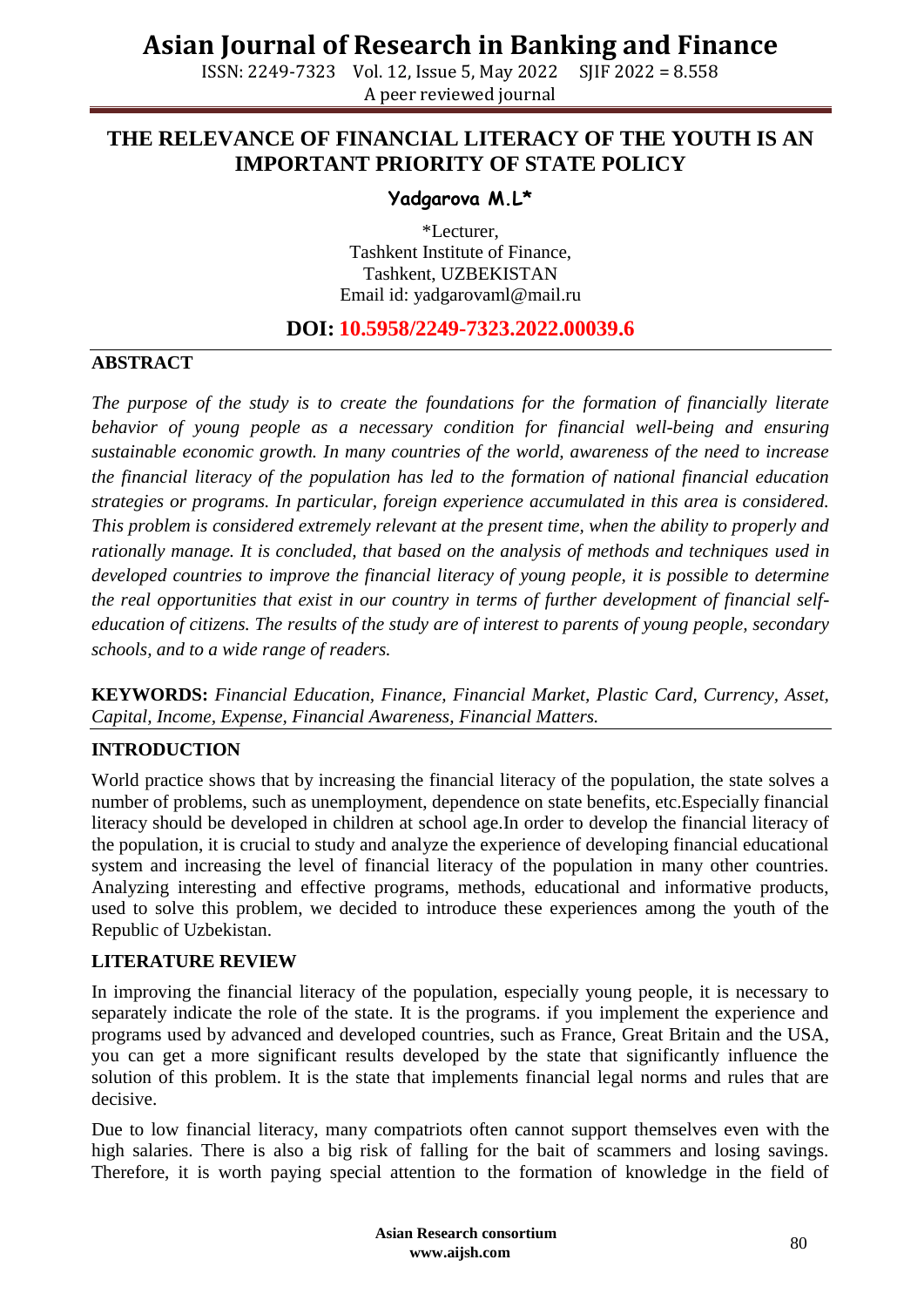# THE RELEVANCE OF FINANCIAL LITERACY OF THE YOUTH IS AN IMPORTANT PRIORITY OF STATE POLICY

**Yadgarova M.L***

*Lecturer,
Tashkent Institute of Finance,
Tashkent, UZBEKISTAN
Email id: yadgarovaml@mail.ru

**DOI: 10.5958/2249-7323.2022.00039.6**

## ABSTRACT

*The purpose of the study is to create the foundations for the formation of financially literate behavior of young people as a necessary condition for financial well-being and ensuring sustainable economic growth. In many countries of the world, awareness of the need to increase the financial literacy of the population has led to the formation of national financial education strategies or programs. In particular, foreign experience accumulated in this area is considered. This problem is considered extremely relevant at the present time, when the ability to properly and rationally manage. It is concluded, that based on the analysis of methods and techniques used in developed countries to improve the financial literacy of young people, it is possible to determine the real opportunities that exist in our country in terms of further development of financial self-education of citizens. The results of the study are of interest to parents of young people, secondary schools, and to a wide range of readers.*

**KEYWORDS:** *Financial Education, Finance, Financial Market, Plastic Card, Currency, Asset, Capital, Income, Expense, Financial Awareness, Financial Matters.*

## INTRODUCTION

World practice shows that by increasing the financial literacy of the population, the state solves a number of problems, such as unemployment, dependence on state benefits, etc.Especially financial literacy should be developed in children at school age.In order to develop the financial literacy of the population, it is crucial to study and analyze the experience of developing financial educational system and increasing the level of financial literacy of the population in many other countries. Analyzing interesting and effective programs, methods, educational and informative products, used to solve this problem, we decided to introduce these experiences among the youth of the Republic of Uzbekistan.

## LITERATURE REVIEW

In improving the financial literacy of the population, especially young people, it is necessary to separately indicate the role of the state. It is the programs. if you implement the experience and programs used by advanced and developed countries, such as France, Great Britain and the USA, you can get a more significant results developed by the state that significantly influence the solution of this problem. It is the state that implements financial legal norms and rules that are decisive.

Due to low financial literacy, many compatriots often cannot support themselves even with the high salaries. There is also a big risk of falling for the bait of scammers and losing savings. Therefore, it is worth paying special attention to the formation of knowledge in the field of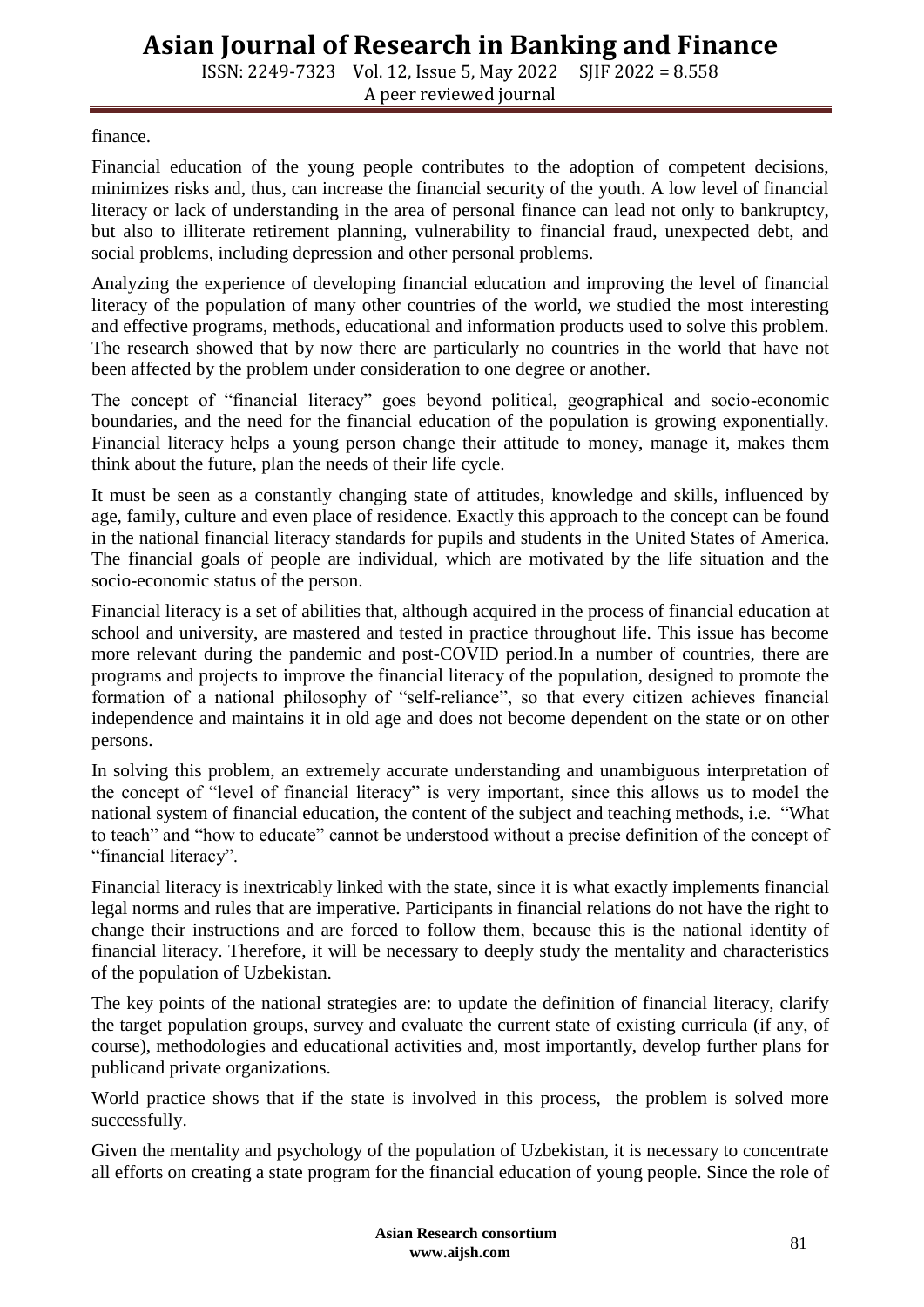finance.

Financial education of the young people contributes to the adoption of competent decisions, minimizes risks and, thus, can increase the financial security of the youth. A low level of financial literacy or lack of understanding in the area of personal finance can lead not only to bankruptcy, but also to illiterate retirement planning, vulnerability to financial fraud, unexpected debt, and social problems, including depression and other personal problems.

Analyzing the experience of developing financial education and improving the level of financial literacy of the population of many other countries of the world, we studied the most interesting and effective programs, methods, educational and information products used to solve this problem. The research showed that by now there are particularly no countries in the world that have not been affected by the problem under consideration to one degree or another.

The concept of "financial literacy" goes beyond political, geographical and socio-economic boundaries, and the need for the financial education of the population is growing exponentially. Financial literacy helps a young person change their attitude to money, manage it, makes them think about the future, plan the needs of their life cycle.

It must be seen as a constantly changing state of attitudes, knowledge and skills, influenced by age, family, culture and even place of residence. Exactly this approach to the concept can be found in the national financial literacy standards for pupils and students in the United States of America. The financial goals of people are individual, which are motivated by the life situation and the socio-economic status of the person.

Financial literacy is a set of abilities that, although acquired in the process of financial education at school and university, are mastered and tested in practice throughout life. This issue has become more relevant during the pandemic and post-COVID period.In a number of countries, there are programs and projects to improve the financial literacy of the population, designed to promote the formation of a national philosophy of "self-reliance", so that every citizen achieves financial independence and maintains it in old age and does not become dependent on the state or on other persons.

In solving this problem, an extremely accurate understanding and unambiguous interpretation of the concept of "level of financial literacy" is very important, since this allows us to model the national system of financial education, the content of the subject and teaching methods, i.e. "What to teach" and "how to educate" cannot be understood without a precise definition of the concept of "financial literacy".

Financial literacy is inextricably linked with the state, since it is what exactly implements financial legal norms and rules that are imperative. Participants in financial relations do not have the right to change their instructions and are forced to follow them, because this is the national identity of financial literacy. Therefore, it will be necessary to deeply study the mentality and characteristics of the population of Uzbekistan.

The key points of the national strategies are: to update the definition of financial literacy, clarify the target population groups, survey and evaluate the current state of existing curricula (if any, of course), methodologies and educational activities and, most importantly, develop further plans for publicand private organizations.

World practice shows that if the state is involved in this process, the problem is solved more successfully.

Given the mentality and psychology of the population of Uzbekistan, it is necessary to concentrate all efforts on creating a state program for the financial education of young people. Since the role of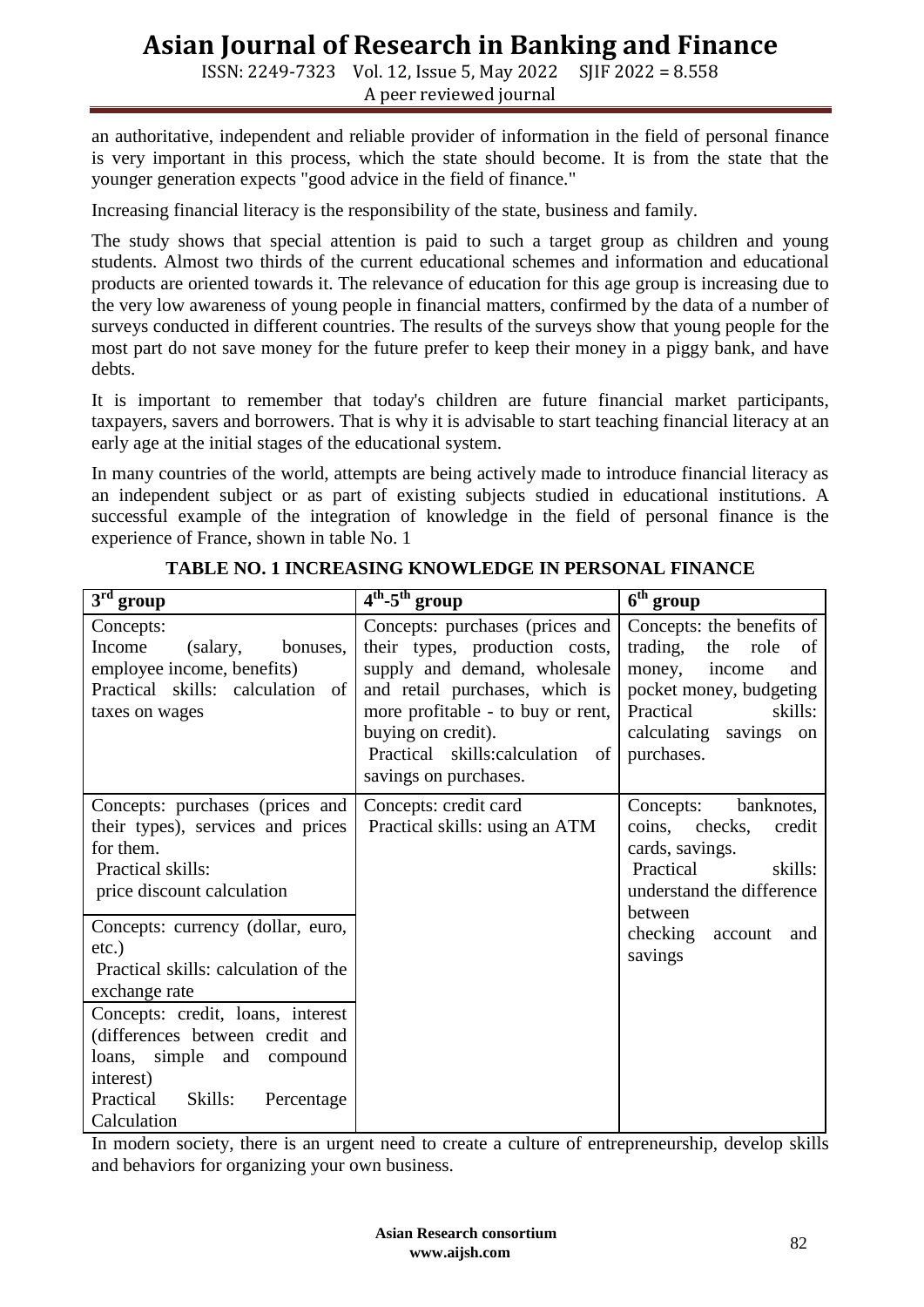an authoritative, independent and reliable provider of information in the field of personal finance is very important in this process, which the state should become. It is from the state that the younger generation expects "good advice in the field of finance."

Increasing financial literacy is the responsibility of the state, business and family.

The study shows that special attention is paid to such a target group as children and young students. Almost two thirds of the current educational schemes and information and educational products are oriented towards it. The relevance of education for this age group is increasing due to the very low awareness of young people in financial matters, confirmed by the data of a number of surveys conducted in different countries. The results of the surveys show that young people for the most part do not save money for the future prefer to keep their money in a piggy bank, and have debts.

It is important to remember that today's children are future financial market participants, taxpayers, savers and borrowers. That is why it is advisable to start teaching financial literacy at an early age at the initial stages of the educational system.

In many countries of the world, attempts are being actively made to introduce financial literacy as an independent subject or as part of existing subjects studied in educational institutions. A successful example of the integration of knowledge in the field of personal finance is the experience of France, shown in table No. 1

**TABLE NO. 1 INCREASING KNOWLEDGE IN PERSONAL FINANCE**

| 3rd group | 4th-5th group | 6th group |
|---|---|---|
| Concepts: Income (salary, bonuses, employee income, benefits) Practical skills: calculation of taxes on wages | Concepts: purchases (prices and their types, production costs, supply and demand, wholesale and retail purchases, which is more profitable - to buy or rent, buying on credit). Practical skills:calculation of savings on purchases. | Concepts: the benefits of trading, the role of money, income and pocket money, budgeting Practical skills: calculating savings on purchases. |
| Concepts: purchases (prices and their types), services and prices for them. Practical skills: price discount calculation | Concepts: credit card Practical skills: using an ATM | Concepts: banknotes, coins, checks, credit cards, savings. Practical skills: understand the difference between checking account and savings |
| Concepts: currency (dollar, euro, etc.) Practical skills: calculation of the exchange rate | | |
| Concepts: credit, loans, interest (differences between credit and loans, simple and compound interest) Practical Skills: Percentage Calculation | | |

In modern society, there is an urgent need to create a culture of entrepreneurship, develop skills and behaviors for organizing your own business.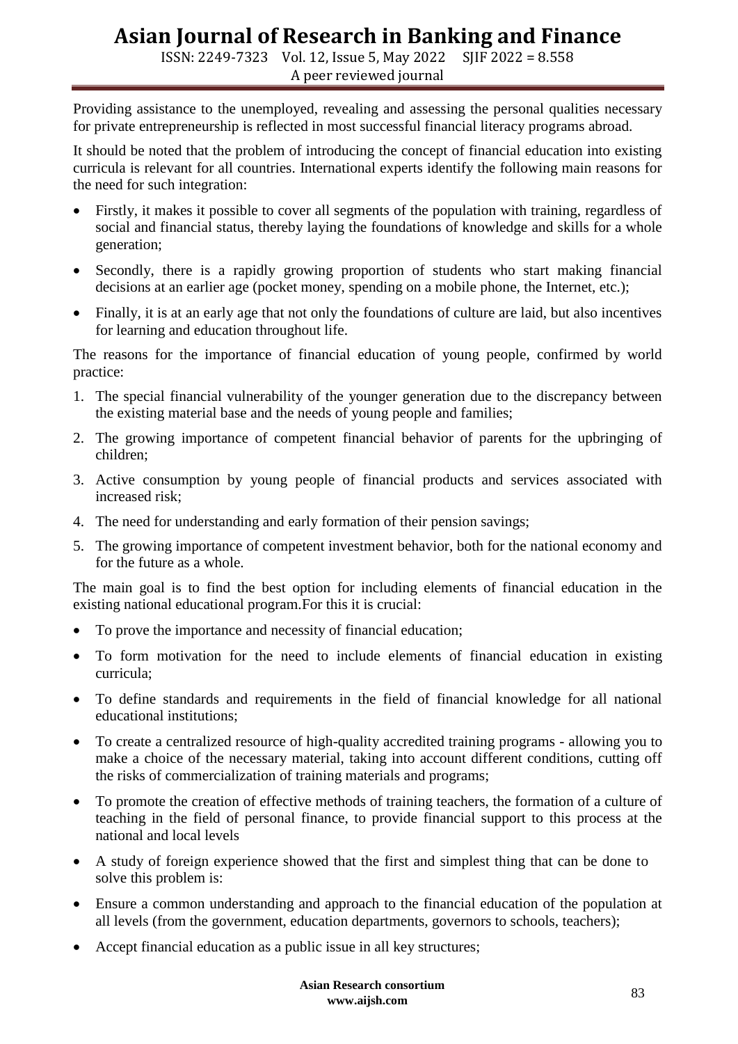Providing assistance to the unemployed, revealing and assessing the personal qualities necessary for private entrepreneurship is reflected in most successful financial literacy programs abroad.

It should be noted that the problem of introducing the concept of financial education into existing curricula is relevant for all countries. International experts identify the following main reasons for the need for such integration:

- Firstly, it makes it possible to cover all segments of the population with training, regardless of social and financial status, thereby laying the foundations of knowledge and skills for a whole generation;
- Secondly, there is a rapidly growing proportion of students who start making financial decisions at an earlier age (pocket money, spending on a mobile phone, the Internet, etc.);
- Finally, it is at an early age that not only the foundations of culture are laid, but also incentives for learning and education throughout life.

The reasons for the importance of financial education of young people, confirmed by world practice:

1. The special financial vulnerability of the younger generation due to the discrepancy between the existing material base and the needs of young people and families;
2. The growing importance of competent financial behavior of parents for the upbringing of children;
3. Active consumption by young people of financial products and services associated with increased risk;
4. The need for understanding and early formation of their pension savings;
5. The growing importance of competent investment behavior, both for the national economy and for the future as a whole.

The main goal is to find the best option for including elements of financial education in the existing national educational program.For this it is crucial:

- To prove the importance and necessity of financial education;
- To form motivation for the need to include elements of financial education in existing curricula;
- To define standards and requirements in the field of financial knowledge for all national educational institutions;
- To create a centralized resource of high-quality accredited training programs - allowing you to make a choice of the necessary material, taking into account different conditions, cutting off the risks of commercialization of training materials and programs;
- To promote the creation of effective methods of training teachers, the formation of a culture of teaching in the field of personal finance, to provide financial support to this process at the national and local levels
- A study of foreign experience showed that the first and simplest thing that can be done to solve this problem is:
- Ensure a common understanding and approach to the financial education of the population at all levels (from the government, education departments, governors to schools, teachers);
- Accept financial education as a public issue in all key structures;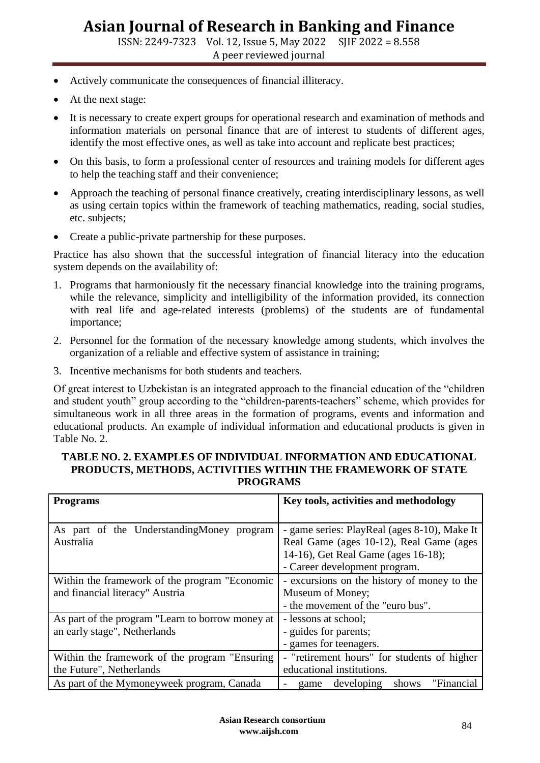- Actively communicate the consequences of financial illiteracy.
- At the next stage:
- It is necessary to create expert groups for operational research and examination of methods and information materials on personal finance that are of interest to students of different ages, identify the most effective ones, as well as take into account and replicate best practices;
- On this basis, to form a professional center of resources and training models for different ages to help the teaching staff and their convenience;
- Approach the teaching of personal finance creatively, creating interdisciplinary lessons, as well as using certain topics within the framework of teaching mathematics, reading, social studies, etc. subjects;
- Create a public-private partnership for these purposes.

Practice has also shown that the successful integration of financial literacy into the education system depends on the availability of:

1. Programs that harmoniously fit the necessary financial knowledge into the training programs, while the relevance, simplicity and intelligibility of the information provided, its connection with real life and age-related interests (problems) of the students are of fundamental importance;
2. Personnel for the formation of the necessary knowledge among students, which involves the organization of a reliable and effective system of assistance in training;
3. Incentive mechanisms for both students and teachers.

Of great interest to Uzbekistan is an integrated approach to the financial education of the "children and student youth" group according to the "children-parents-teachers" scheme, which provides for simultaneous work in all three areas in the formation of programs, events and information and educational products. An example of individual information and educational products is given in Table No. 2.

**TABLE NO. 2. EXAMPLES OF INDIVIDUAL INFORMATION AND EDUCATIONAL PRODUCTS, METHODS, ACTIVITIES WITHIN THE FRAMEWORK OF STATE PROGRAMS**

| **Programs** | **Key tools, activities and methodology** |
|---|---|
| As part of the UnderstandingMoney program Australia | - game series: PlayReal (ages 8-10), Make It Real Game (ages 10-12), Real Game (ages 14-16), Get Real Game (ages 16-18);<br>- Career development program. |
| Within the framework of the program "Economic and financial literacy" Austria | - excursions on the history of money to the Museum of Money;<br>- the movement of the "euro bus". |
| As part of the program "Learn to borrow money at an early stage", Netherlands | - lessons at school;<br>- guides for parents;<br>- games for teenagers. |
| Within the framework of the program "Ensuring the Future", Netherlands | - "retirement hours" for students of higher educational institutions. |
| As part of the Mymoneyweek program, Canada | - game developing shows "Financial |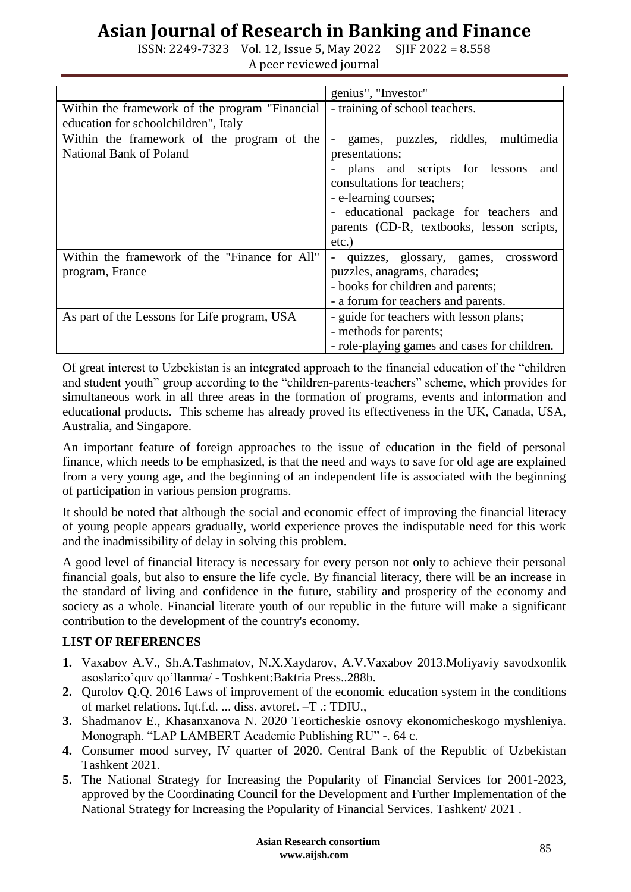| | |
|---|---|
| | genius", "Investor" |
| Within the framework of the program "Financial education for schoolchildren", Italy | - training of school teachers. |
| Within the framework of the program of the National Bank of Poland | - games, puzzles, riddles, multimedia presentations;<br>- plans and scripts for lessons and consultations for teachers;<br>- e-learning courses;<br>- educational package for teachers and parents (CD-R, textbooks, lesson scripts, etc.) |
| Within the framework of the "Finance for All" program, France | - quizzes, glossary, games, crossword puzzles, anagrams, charades;<br>- books for children and parents;<br>- a forum for teachers and parents. |
| As part of the Lessons for Life program, USA | - guide for teachers with lesson plans;<br>- methods for parents;<br>- role-playing games and cases for children. |

Of great interest to Uzbekistan is an integrated approach to the financial education of the "children and student youth" group according to the "children-parents-teachers" scheme, which provides for simultaneous work in all three areas in the formation of programs, events and information and educational products. This scheme has already proved its effectiveness in the UK, Canada, USA, Australia, and Singapore.

An important feature of foreign approaches to the issue of education in the field of personal finance, which needs to be emphasized, is that the need and ways to save for old age are explained from a very young age, and the beginning of an independent life is associated with the beginning of participation in various pension programs.

It should be noted that although the social and economic effect of improving the financial literacy of young people appears gradually, world experience proves the indisputable need for this work and the inadmissibility of delay in solving this problem.

A good level of financial literacy is necessary for every person not only to achieve their personal financial goals, but also to ensure the life cycle. By financial literacy, there will be an increase in the standard of living and confidence in the future, stability and prosperity of the economy and society as a whole. Financial literate youth of our republic in the future will make a significant contribution to the development of the country's economy.

**LIST OF REFERENCES**

1. Vaxabov A.V., Sh.A.Tashmatov, N.X.Xaydarov, A.V.Vaxabov 2013.Moliyaviy savodxonlik asoslari:o'quv qo'llanma/ - Toshkent:Baktria Press..288b.
2. Qurolov Q.Q. 2016 Laws of improvement of the economic education system in the conditions of market relations. Iqt.f.d. ... diss. avtoref. –T .: TDIU.,
3. Shadmanov E., Khasanxanova N. 2020 Teorticheskie osnovy ekonomicheskogo myshleniya. Monograph. "LAP LAMBERT Academic Publishing RU" -. 64 c.
4. Consumer mood survey, IV quarter of 2020. Central Bank of the Republic of Uzbekistan Tashkent 2021.
5. The National Strategy for Increasing the Popularity of Financial Services for 2001-2023, approved by the Coordinating Council for the Development and Further Implementation of the National Strategy for Increasing the Popularity of Financial Services. Tashkent/ 2021 .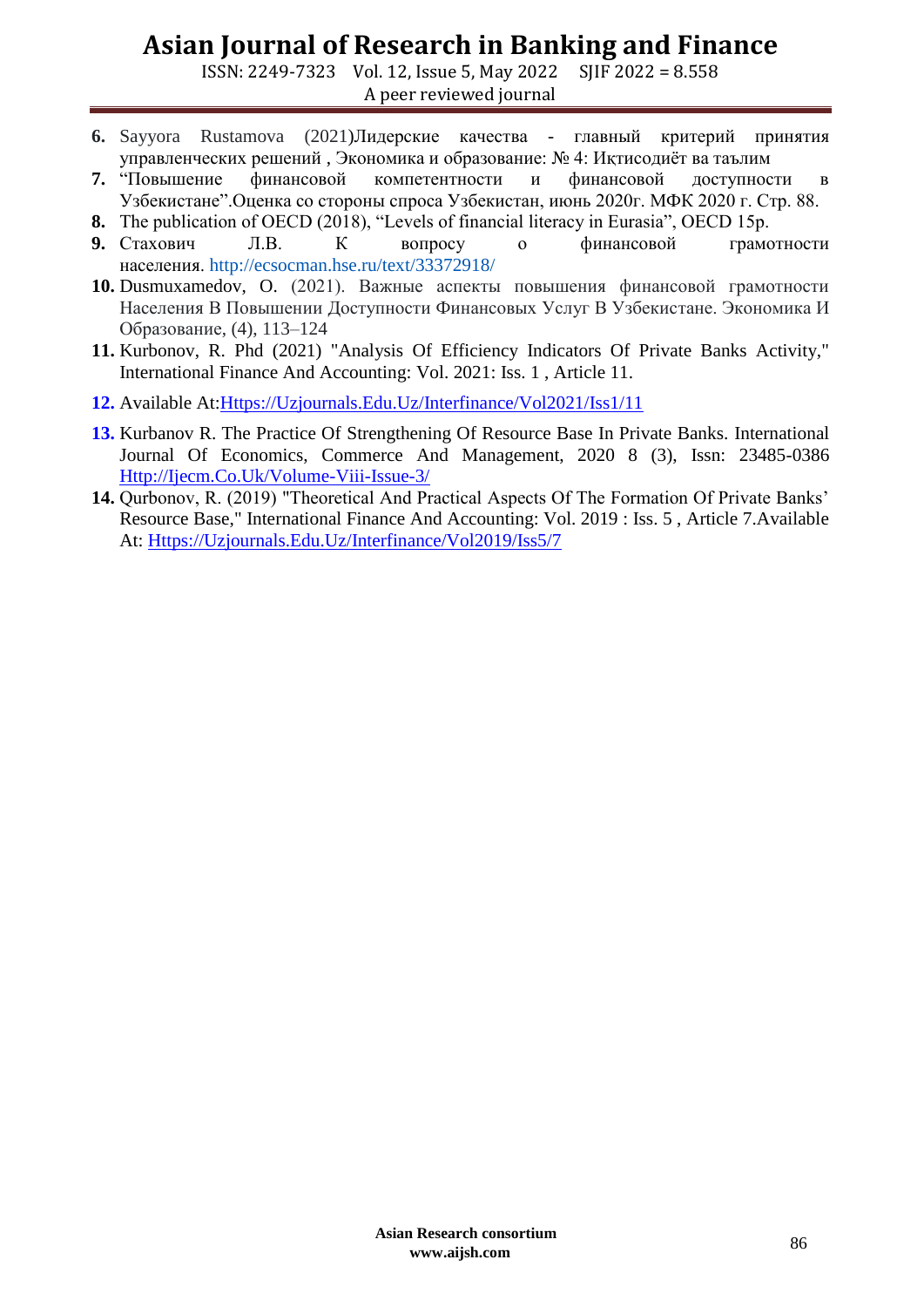6. Sayyora Rustamova (2021)Лидерские качества - главный критерий принятия управленческих решений , Экономика и образование: № 4: Иқтисодиёт ва таълим
7. "Повышение финансовой компетентности и финансовой доступности в Узбекистане".Оценка со стороны спроса Узбекистан, июнь 2020г. МФК 2020 г. Стр. 88.
8. The publication of OECD (2018), "Levels of financial literacy in Eurasia", OECD 15p.
9. Стахович Л.В. К вопросу о финансовой грамотности населения. http://ecsocman.hse.ru/text/33372918/
10. Dusmuxamedov, O. (2021). Важные аспекты повышения финансовой грамотности Населения В Повышении Доступности Финансовых Услуг В Узбекистане. Экономика И Образование, (4), 113–124
11. Kurbonov, R. Phd (2021) "Analysis Of Efficiency Indicators Of Private Banks Activity," International Finance And Accounting: Vol. 2021: Iss. 1 , Article 11.
12. Available At:Https://Uzjournals.Edu.Uz/Interfinance/Vol2021/Iss1/11
13. Kurbanov R. The Practice Of Strengthening Of Resource Base In Private Banks. International Journal Of Economics, Commerce And Management, 2020 8 (3), Issn: 23485-0386 Http://Ijecm.Co.Uk/Volume-Viii-Issue-3/
14. Qurbonov, R. (2019) "Theoretical And Practical Aspects Of The Formation Of Private Banks' Resource Base," International Finance And Accounting: Vol. 2019 : Iss. 5 , Article 7.Available At: Https://Uzjournals.Edu.Uz/Interfinance/Vol2019/Iss5/7